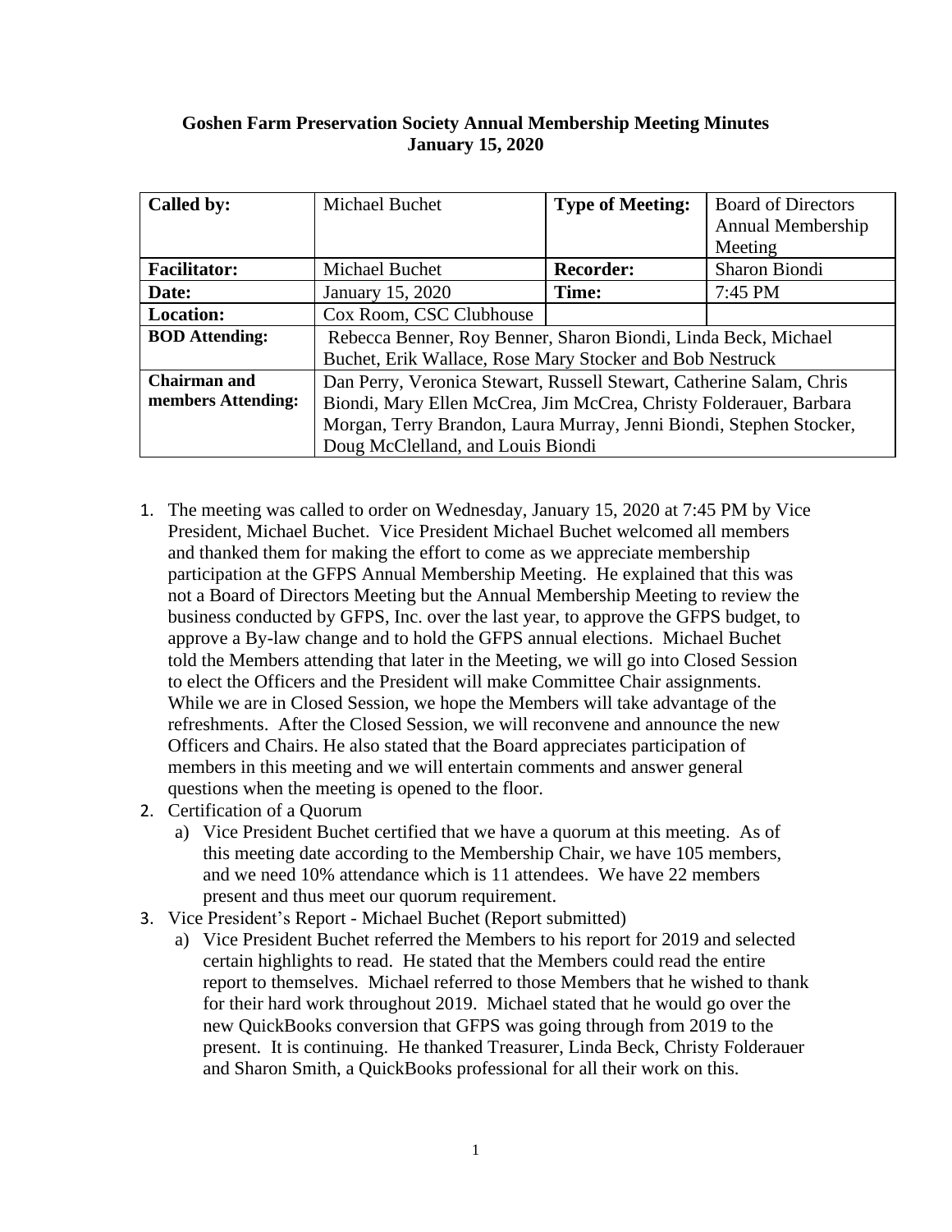**Goshen Farm Preservation Society Annual Membership Meeting Minutes**
**January 15, 2020**

| **Called by:** | Michael Buchet | **Type of Meeting:** | Board of Directors Annual Membership Meeting |
|---|---|---|---|
| **Facilitator:** | Michael Buchet | **Recorder:** | Sharon Biondi |
| **Date:** | January 15, 2020 | **Time:** | 7:45 PM |
| **Location:** | Cox Room, CSC Clubhouse | | |
| **BOD Attending:** | Rebecca Benner, Roy Benner, Sharon Biondi, Linda Beck, Michael Buchet, Erik Wallace, Rose Mary Stocker and Bob Nestruck | | |
| **Chairman and members Attending:** | Dan Perry, Veronica Stewart, Russell Stewart, Catherine Salam, Chris Biondi, Mary Ellen McCrea, Jim McCrea, Christy Folderauer, Barbara Morgan, Terry Brandon, Laura Murray, Jenni Biondi, Stephen Stocker, Doug McClelland, and Louis Biondi | | |

1. The meeting was called to order on Wednesday, January 15, 2020 at 7:45 PM by Vice President, Michael Buchet. Vice President Michael Buchet welcomed all members and thanked them for making the effort to come as we appreciate membership participation at the GFPS Annual Membership Meeting. He explained that this was not a Board of Directors Meeting but the Annual Membership Meeting to review the business conducted by GFPS, Inc. over the last year, to approve the GFPS budget, to approve a By-law change and to hold the GFPS annual elections. Michael Buchet told the Members attending that later in the Meeting, we will go into Closed Session to elect the Officers and the President will make Committee Chair assignments. While we are in Closed Session, we hope the Members will take advantage of the refreshments. After the Closed Session, we will reconvene and announce the new Officers and Chairs. He also stated that the Board appreciates participation of members in this meeting and we will entertain comments and answer general questions when the meeting is opened to the floor.
2. Certification of a Quorum
   a) Vice President Buchet certified that we have a quorum at this meeting. As of this meeting date according to the Membership Chair, we have 105 members, and we need 10% attendance which is 11 attendees. We have 22 members present and thus meet our quorum requirement.
3. Vice President's Report - Michael Buchet (Report submitted)
   a) Vice President Buchet referred the Members to his report for 2019 and selected certain highlights to read. He stated that the Members could read the entire report to themselves. Michael referred to those Members that he wished to thank for their hard work throughout 2019. Michael stated that he would go over the new QuickBooks conversion that GFPS was going through from 2019 to the present. It is continuing. He thanked Treasurer, Linda Beck, Christy Folderauer and Sharon Smith, a QuickBooks professional for all their work on this.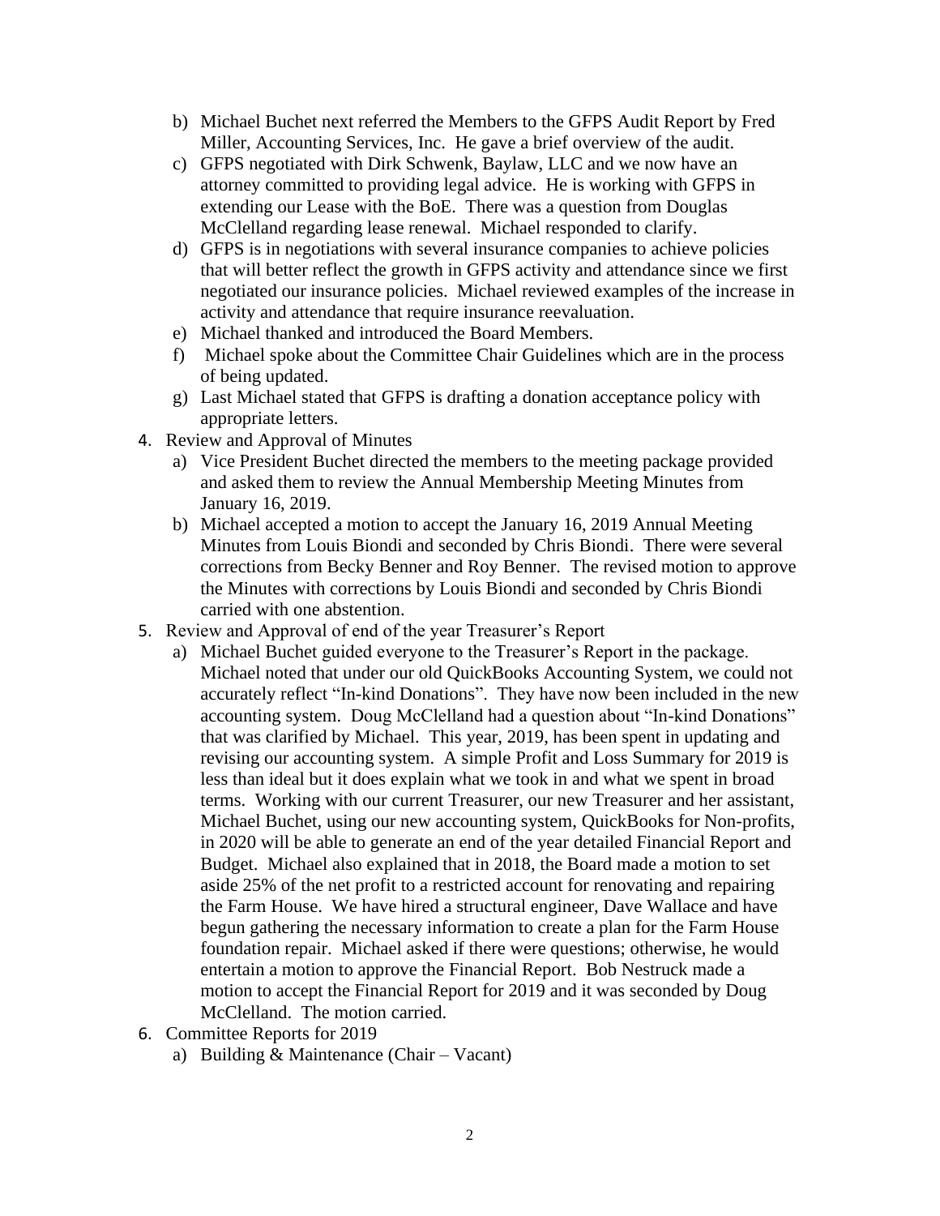b) Michael Buchet next referred the Members to the GFPS Audit Report by Fred Miller, Accounting Services, Inc. He gave a brief overview of the audit.
   c) GFPS negotiated with Dirk Schwenk, Baylaw, LLC and we now have an attorney committed to providing legal advice. He is working with GFPS in extending our Lease with the BoE. There was a question from Douglas McClelland regarding lease renewal. Michael responded to clarify.
   d) GFPS is in negotiations with several insurance companies to achieve policies that will better reflect the growth in GFPS activity and attendance since we first negotiated our insurance policies. Michael reviewed examples of the increase in activity and attendance that require insurance reevaluation.
   e) Michael thanked and introduced the Board Members.
   f) Michael spoke about the Committee Chair Guidelines which are in the process of being updated.
   g) Last Michael stated that GFPS is drafting a donation acceptance policy with appropriate letters.

4. Review and Approval of Minutes
   a) Vice President Buchet directed the members to the meeting package provided and asked them to review the Annual Membership Meeting Minutes from January 16, 2019.
   b) Michael accepted a motion to accept the January 16, 2019 Annual Meeting Minutes from Louis Biondi and seconded by Chris Biondi. There were several corrections from Becky Benner and Roy Benner. The revised motion to approve the Minutes with corrections by Louis Biondi and seconded by Chris Biondi carried with one abstention.

5. Review and Approval of end of the year Treasurer's Report
   a) Michael Buchet guided everyone to the Treasurer's Report in the package. Michael noted that under our old QuickBooks Accounting System, we could not accurately reflect "In-kind Donations". They have now been included in the new accounting system. Doug McClelland had a question about "In-kind Donations" that was clarified by Michael. This year, 2019, has been spent in updating and revising our accounting system. A simple Profit and Loss Summary for 2019 is less than ideal but it does explain what we took in and what we spent in broad terms. Working with our current Treasurer, our new Treasurer and her assistant, Michael Buchet, using our new accounting system, QuickBooks for Non-profits, in 2020 will be able to generate an end of the year detailed Financial Report and Budget. Michael also explained that in 2018, the Board made a motion to set aside 25% of the net profit to a restricted account for renovating and repairing the Farm House. We have hired a structural engineer, Dave Wallace and have begun gathering the necessary information to create a plan for the Farm House foundation repair. Michael asked if there were questions; otherwise, he would entertain a motion to approve the Financial Report. Bob Nestruck made a motion to accept the Financial Report for 2019 and it was seconded by Doug McClelland. The motion carried.

6. Committee Reports for 2019
   a) Building & Maintenance (Chair – Vacant)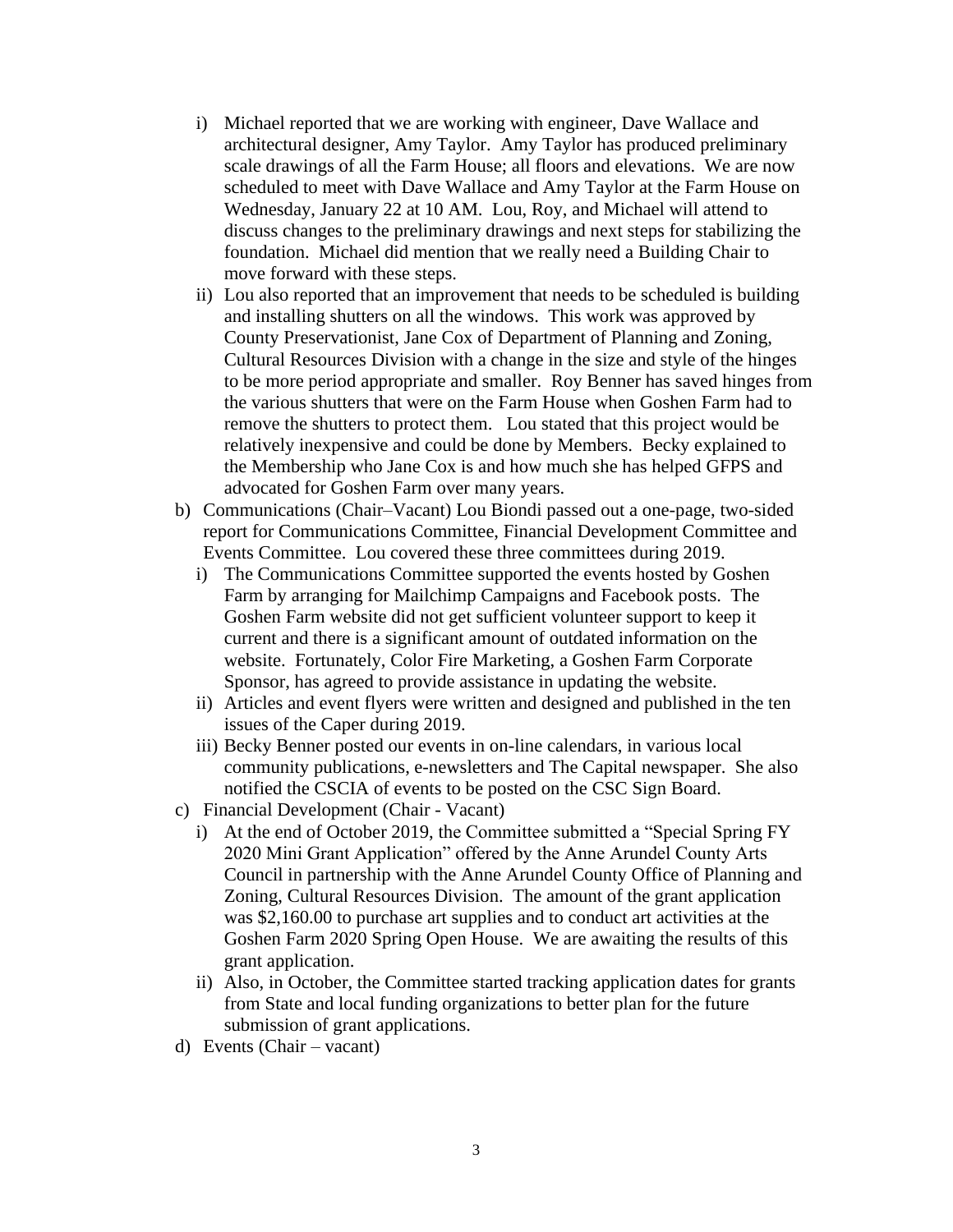i) Michael reported that we are working with engineer, Dave Wallace and architectural designer, Amy Taylor. Amy Taylor has produced preliminary scale drawings of all the Farm House; all floors and elevations. We are now scheduled to meet with Dave Wallace and Amy Taylor at the Farm House on Wednesday, January 22 at 10 AM. Lou, Roy, and Michael will attend to discuss changes to the preliminary drawings and next steps for stabilizing the foundation. Michael did mention that we really need a Building Chair to move forward with these steps.
   ii) Lou also reported that an improvement that needs to be scheduled is building and installing shutters on all the windows. This work was approved by County Preservationist, Jane Cox of Department of Planning and Zoning, Cultural Resources Division with a change in the size and style of the hinges to be more period appropriate and smaller. Roy Benner has saved hinges from the various shutters that were on the Farm House when Goshen Farm had to remove the shutters to protect them. Lou stated that this project would be relatively inexpensive and could be done by Members. Becky explained to the Membership who Jane Cox is and how much she has helped GFPS and advocated for Goshen Farm over many years.

b) Communications (Chair–Vacant) Lou Biondi passed out a one-page, two-sided report for Communications Committee, Financial Development Committee and Events Committee. Lou covered these three committees during 2019.
   i) The Communications Committee supported the events hosted by Goshen Farm by arranging for Mailchimp Campaigns and Facebook posts. The Goshen Farm website did not get sufficient volunteer support to keep it current and there is a significant amount of outdated information on the website. Fortunately, Color Fire Marketing, a Goshen Farm Corporate Sponsor, has agreed to provide assistance in updating the website.
   ii) Articles and event flyers were written and designed and published in the ten issues of the Caper during 2019.
   iii) Becky Benner posted our events in on-line calendars, in various local community publications, e-newsletters and The Capital newspaper. She also notified the CSCIA of events to be posted on the CSC Sign Board.

c) Financial Development (Chair - Vacant)
   i) At the end of October 2019, the Committee submitted a "Special Spring FY 2020 Mini Grant Application" offered by the Anne Arundel County Arts Council in partnership with the Anne Arundel County Office of Planning and Zoning, Cultural Resources Division. The amount of the grant application was $2,160.00 to purchase art supplies and to conduct art activities at the Goshen Farm 2020 Spring Open House. We are awaiting the results of this grant application.
   ii) Also, in October, the Committee started tracking application dates for grants from State and local funding organizations to better plan for the future submission of grant applications.

d) Events (Chair – vacant)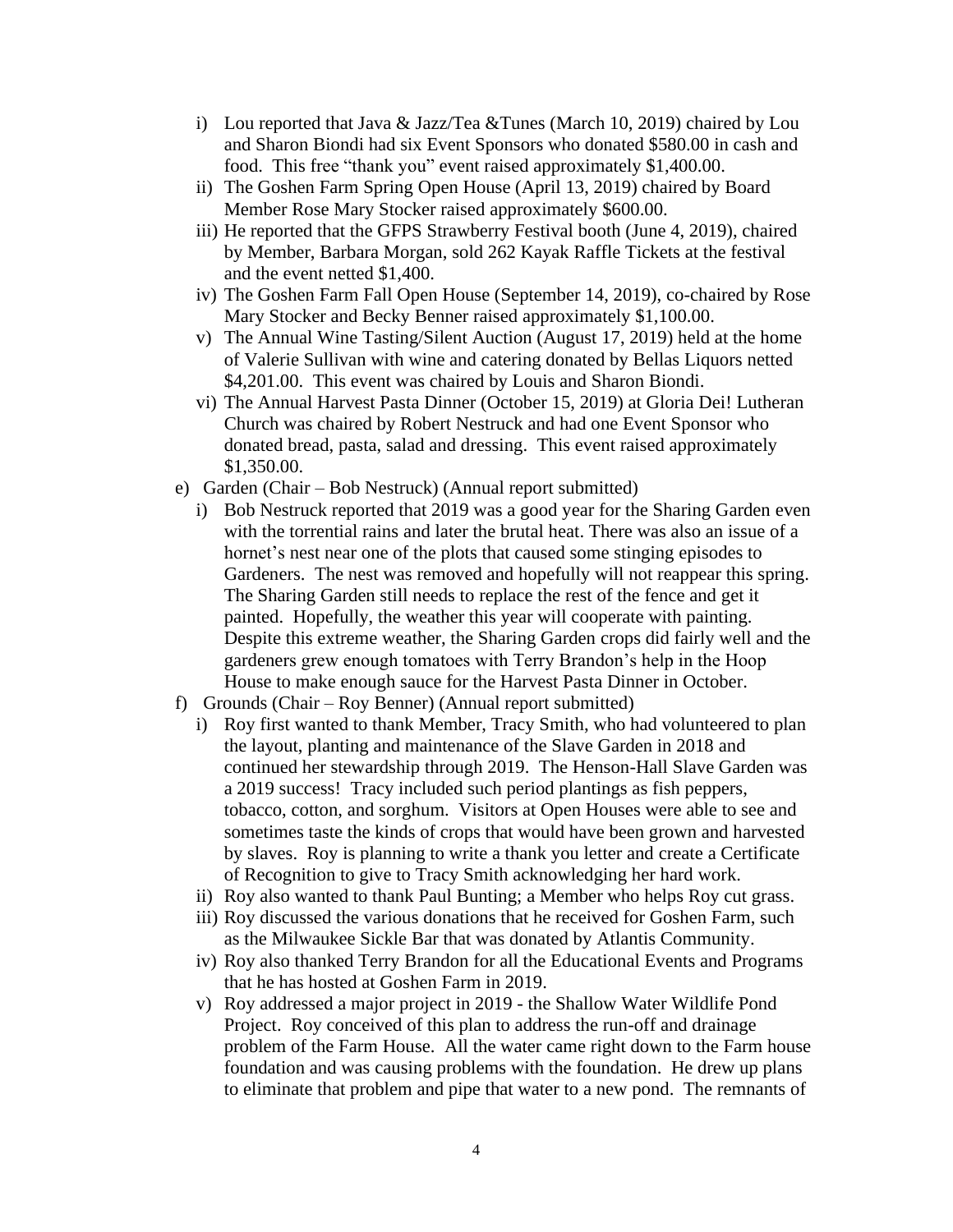i) Lou reported that Java & Jazz/Tea &Tunes (March 10, 2019) chaired by Lou and Sharon Biondi had six Event Sponsors who donated $580.00 in cash and food. This free "thank you" event raised approximately $1,400.00.
   ii) The Goshen Farm Spring Open House (April 13, 2019) chaired by Board Member Rose Mary Stocker raised approximately $600.00.
   iii) He reported that the GFPS Strawberry Festival booth (June 4, 2019), chaired by Member, Barbara Morgan, sold 262 Kayak Raffle Tickets at the festival and the event netted $1,400.
   iv) The Goshen Farm Fall Open House (September 14, 2019), co-chaired by Rose Mary Stocker and Becky Benner raised approximately $1,100.00.
   v) The Annual Wine Tasting/Silent Auction (August 17, 2019) held at the home of Valerie Sullivan with wine and catering donated by Bellas Liquors netted $4,201.00. This event was chaired by Louis and Sharon Biondi.
   vi) The Annual Harvest Pasta Dinner (October 15, 2019) at Gloria Dei! Lutheran Church was chaired by Robert Nestruck and had one Event Sponsor who donated bread, pasta, salad and dressing. This event raised approximately $1,350.00.

e) Garden (Chair – Bob Nestruck) (Annual report submitted)
   i) Bob Nestruck reported that 2019 was a good year for the Sharing Garden even with the torrential rains and later the brutal heat. There was also an issue of a hornet's nest near one of the plots that caused some stinging episodes to Gardeners. The nest was removed and hopefully will not reappear this spring. The Sharing Garden still needs to replace the rest of the fence and get it painted. Hopefully, the weather this year will cooperate with painting. Despite this extreme weather, the Sharing Garden crops did fairly well and the gardeners grew enough tomatoes with Terry Brandon's help in the Hoop House to make enough sauce for the Harvest Pasta Dinner in October.

f) Grounds (Chair – Roy Benner) (Annual report submitted)
   i) Roy first wanted to thank Member, Tracy Smith, who had volunteered to plan the layout, planting and maintenance of the Slave Garden in 2018 and continued her stewardship through 2019. The Henson-Hall Slave Garden was a 2019 success! Tracy included such period plantings as fish peppers, tobacco, cotton, and sorghum. Visitors at Open Houses were able to see and sometimes taste the kinds of crops that would have been grown and harvested by slaves. Roy is planning to write a thank you letter and create a Certificate of Recognition to give to Tracy Smith acknowledging her hard work.
   ii) Roy also wanted to thank Paul Bunting; a Member who helps Roy cut grass.
   iii) Roy discussed the various donations that he received for Goshen Farm, such as the Milwaukee Sickle Bar that was donated by Atlantis Community.
   iv) Roy also thanked Terry Brandon for all the Educational Events and Programs that he has hosted at Goshen Farm in 2019.
   v) Roy addressed a major project in 2019 - the Shallow Water Wildlife Pond Project. Roy conceived of this plan to address the run-off and drainage problem of the Farm House. All the water came right down to the Farm house foundation and was causing problems with the foundation. He drew up plans to eliminate that problem and pipe that water to a new pond. The remnants of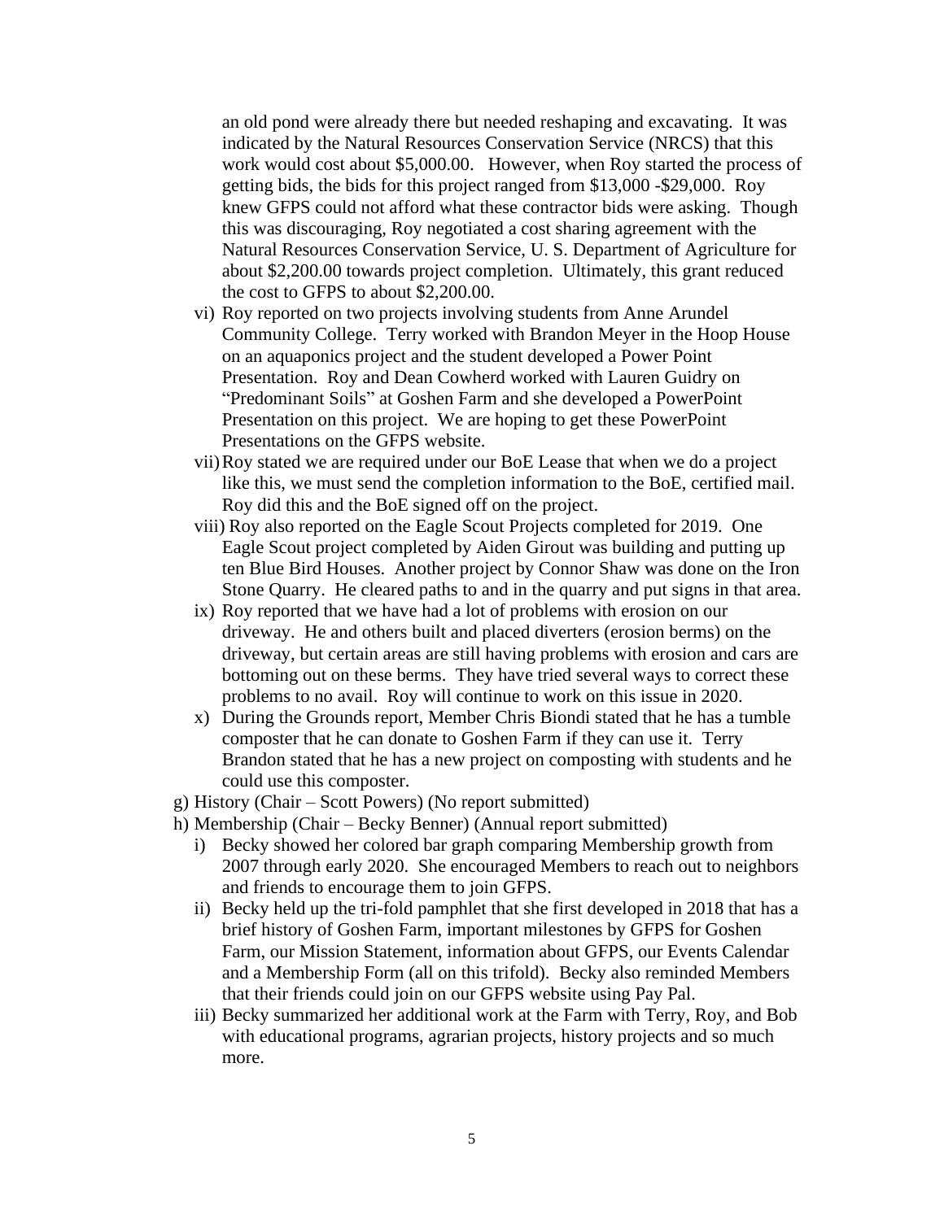an old pond were already there but needed reshaping and excavating. It was indicated by the Natural Resources Conservation Service (NRCS) that this work would cost about $5,000.00. However, when Roy started the process of getting bids, the bids for this project ranged from $13,000 -$29,000. Roy knew GFPS could not afford what these contractor bids were asking. Though this was discouraging, Roy negotiated a cost sharing agreement with the Natural Resources Conservation Service, U. S. Department of Agriculture for about $2,200.00 towards project completion. Ultimately, this grant reduced the cost to GFPS to about $2,200.00.

vi) Roy reported on two projects involving students from Anne Arundel Community College. Terry worked with Brandon Meyer in the Hoop House on an aquaponics project and the student developed a Power Point Presentation. Roy and Dean Cowherd worked with Lauren Guidry on "Predominant Soils" at Goshen Farm and she developed a PowerPoint Presentation on this project. We are hoping to get these PowerPoint Presentations on the GFPS website.

vii) Roy stated we are required under our BoE Lease that when we do a project like this, we must send the completion information to the BoE, certified mail. Roy did this and the BoE signed off on the project.

viii) Roy also reported on the Eagle Scout Projects completed for 2019. One Eagle Scout project completed by Aiden Girout was building and putting up ten Blue Bird Houses. Another project by Connor Shaw was done on the Iron Stone Quarry. He cleared paths to and in the quarry and put signs in that area.

ix) Roy reported that we have had a lot of problems with erosion on our driveway. He and others built and placed diverters (erosion berms) on the driveway, but certain areas are still having problems with erosion and cars are bottoming out on these berms. They have tried several ways to correct these problems to no avail. Roy will continue to work on this issue in 2020.

x) During the Grounds report, Member Chris Biondi stated that he has a tumble composter that he can donate to Goshen Farm if they can use it. Terry Brandon stated that he has a new project on composting with students and he could use this composter.

g) History (Chair – Scott Powers) (No report submitted)

h) Membership (Chair – Becky Benner) (Annual report submitted)

i) Becky showed her colored bar graph comparing Membership growth from 2007 through early 2020. She encouraged Members to reach out to neighbors and friends to encourage them to join GFPS.

ii) Becky held up the tri-fold pamphlet that she first developed in 2018 that has a brief history of Goshen Farm, important milestones by GFPS for Goshen Farm, our Mission Statement, information about GFPS, our Events Calendar and a Membership Form (all on this trifold). Becky also reminded Members that their friends could join on our GFPS website using Pay Pal.

iii) Becky summarized her additional work at the Farm with Terry, Roy, and Bob with educational programs, agrarian projects, history projects and so much more.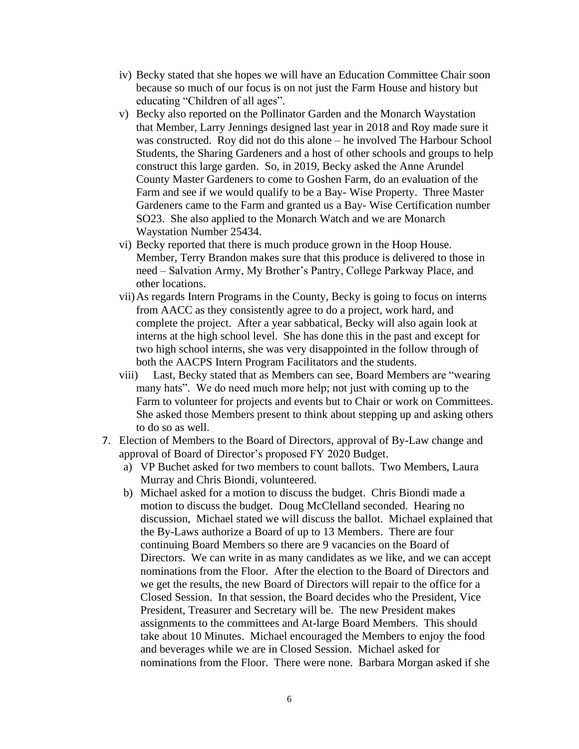iv) Becky stated that she hopes we will have an Education Committee Chair soon because so much of our focus is on not just the Farm House and history but educating "Children of all ages".

v) Becky also reported on the Pollinator Garden and the Monarch Waystation that Member, Larry Jennings designed last year in 2018 and Roy made sure it was constructed. Roy did not do this alone – he involved The Harbour School Students, the Sharing Gardeners and a host of other schools and groups to help construct this large garden. So, in 2019, Becky asked the Anne Arundel County Master Gardeners to come to Goshen Farm, do an evaluation of the Farm and see if we would qualify to be a Bay- Wise Property. Three Master Gardeners came to the Farm and granted us a Bay- Wise Certification number SO23. She also applied to the Monarch Watch and we are Monarch Waystation Number 25434.

vi) Becky reported that there is much produce grown in the Hoop House. Member, Terry Brandon makes sure that this produce is delivered to those in need – Salvation Army, My Brother's Pantry, College Parkway Place, and other locations.

vii) As regards Intern Programs in the County, Becky is going to focus on interns from AACC as they consistently agree to do a project, work hard, and complete the project. After a year sabbatical, Becky will also again look at interns at the high school level. She has done this in the past and except for two high school interns, she was very disappointed in the follow through of both the AACPS Intern Program Facilitators and the students.

viii) Last, Becky stated that as Members can see, Board Members are "wearing many hats". We do need much more help; not just with coming up to the Farm to volunteer for projects and events but to Chair or work on Committees. She asked those Members present to think about stepping up and asking others to do so as well.

7. Election of Members to the Board of Directors, approval of By-Law change and approval of Board of Director's proposed FY 2020 Budget.

   a) VP Buchet asked for two members to count ballots. Two Members, Laura Murray and Chris Biondi, volunteered.

   b) Michael asked for a motion to discuss the budget. Chris Biondi made a motion to discuss the budget. Doug McClelland seconded. Hearing no discussion, Michael stated we will discuss the ballot. Michael explained that the By-Laws authorize a Board of up to 13 Members. There are four continuing Board Members so there are 9 vacancies on the Board of Directors. We can write in as many candidates as we like, and we can accept nominations from the Floor. After the election to the Board of Directors and we get the results, the new Board of Directors will repair to the office for a Closed Session. In that session, the Board decides who the President, Vice President, Treasurer and Secretary will be. The new President makes assignments to the committees and At-large Board Members. This should take about 10 Minutes. Michael encouraged the Members to enjoy the food and beverages while we are in Closed Session. Michael asked for nominations from the Floor. There were none. Barbara Morgan asked if she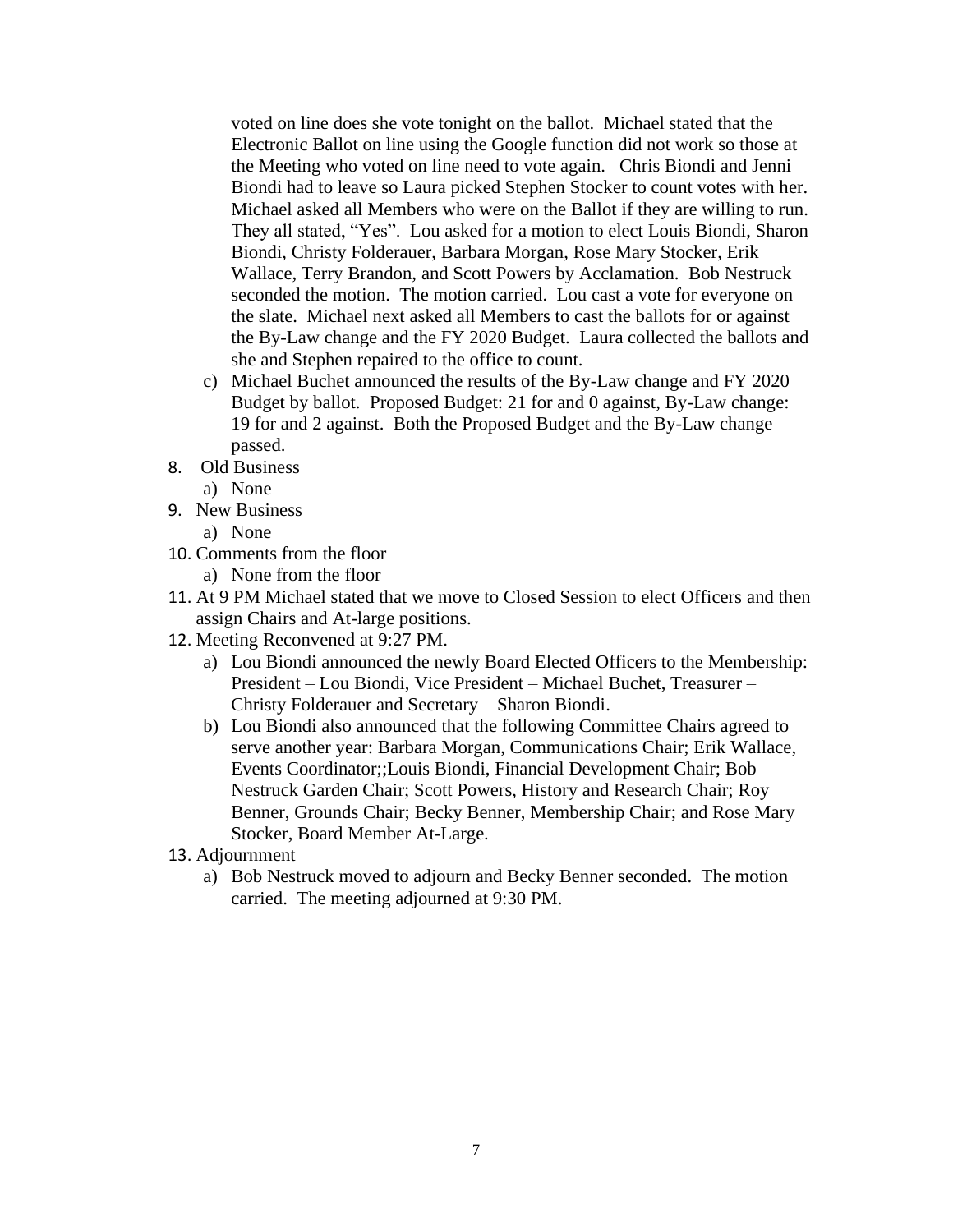voted on line does she vote tonight on the ballot. Michael stated that the Electronic Ballot on line using the Google function did not work so those at the Meeting who voted on line need to vote again. Chris Biondi and Jenni Biondi had to leave so Laura picked Stephen Stocker to count votes with her. Michael asked all Members who were on the Ballot if they are willing to run. They all stated, "Yes". Lou asked for a motion to elect Louis Biondi, Sharon Biondi, Christy Folderauer, Barbara Morgan, Rose Mary Stocker, Erik Wallace, Terry Brandon, and Scott Powers by Acclamation. Bob Nestruck seconded the motion. The motion carried. Lou cast a vote for everyone on the slate. Michael next asked all Members to cast the ballots for or against the By-Law change and the FY 2020 Budget. Laura collected the ballots and she and Stephen repaired to the office to count.

   c) Michael Buchet announced the results of the By-Law change and FY 2020 Budget by ballot. Proposed Budget: 21 for and 0 against, By-Law change: 19 for and 2 against. Both the Proposed Budget and the By-Law change passed.

8. Old Business
   a) None
9. New Business
   a) None
10. Comments from the floor
    a) None from the floor
11. At 9 PM Michael stated that we move to Closed Session to elect Officers and then assign Chairs and At-large positions.
12. Meeting Reconvened at 9:27 PM.
    a) Lou Biondi announced the newly Board Elected Officers to the Membership: President – Lou Biondi, Vice President – Michael Buchet, Treasurer – Christy Folderauer and Secretary – Sharon Biondi.
    b) Lou Biondi also announced that the following Committee Chairs agreed to serve another year: Barbara Morgan, Communications Chair; Erik Wallace, Events Coordinator;;Louis Biondi, Financial Development Chair; Bob Nestruck Garden Chair; Scott Powers, History and Research Chair; Roy Benner, Grounds Chair; Becky Benner, Membership Chair; and Rose Mary Stocker, Board Member At-Large.
13. Adjournment
    a) Bob Nestruck moved to adjourn and Becky Benner seconded. The motion carried. The meeting adjourned at 9:30 PM.